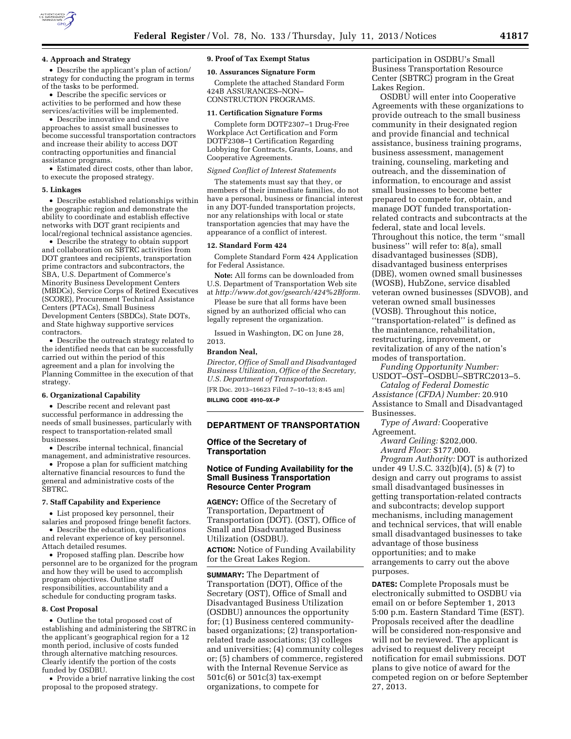#### 4. Approach and Strategy

- Describe the applicant's plan of action/strategy for conducting the program in terms of the tasks to be performed.
- Describe the specific services or activities to be performed and how these services/activities will be implemented.
- Describe innovative and creative approaches to assist small businesses to become successful transportation contractors and increase their ability to access DOT contracting opportunities and financial assistance programs.
- Estimated direct costs, other than labor, to execute the proposed strategy.

#### 5. Linkages

- Describe established relationships within the geographic region and demonstrate the ability to coordinate and establish effective networks with DOT grant recipients and local/regional technical assistance agencies.
- Describe the strategy to obtain support and collaboration on SBTRC activities from DOT grantees and recipients, transportation prime contractors and subcontractors, the SBA, U.S. Department of Commerce's Minority Business Development Centers (MBDCs), Service Corps of Retired Executives (SCORE), Procurement Technical Assistance Centers (PTACs), Small Business Development Centers (SBDCs), State DOTs, and State highway supportive services contractors.
- Describe the outreach strategy related to the identified needs that can be successfully carried out within the period of this agreement and a plan for involving the Planning Committee in the execution of that strategy.

#### 6. Organizational Capability

- Describe recent and relevant past successful performance in addressing the needs of small businesses, particularly with respect to transportation-related small businesses.
- Describe internal technical, financial management, and administrative resources.
- Propose a plan for sufficient matching alternative financial resources to fund the general and administrative costs of the SBTRC.

#### 7. Staff Capability and Experience

- List proposed key personnel, their salaries and proposed fringe benefit factors.
- Describe the education, qualifications and relevant experience of key personnel. Attach detailed resumes.
- Proposed staffing plan. Describe how personnel are to be organized for the program and how they will be used to accomplish program objectives. Outline staff responsibilities, accountability and a schedule for conducting program tasks.

#### 8. Cost Proposal

- Outline the total proposed cost of establishing and administering the SBTRC in the applicant's geographical region for a 12 month period, inclusive of costs funded through alternative matching resources. Clearly identify the portion of the costs funded by OSDBU.
- Provide a brief narrative linking the cost proposal to the proposed strategy.

#### 9. Proof of Tax Exempt Status

#### 10. Assurances Signature Form

Complete the attached Standard Form 424B ASSURANCES–NON–CONSTRUCTION PROGRAMS.

#### 11. Certification Signature Forms

Complete form DOTF2307–1 Drug-Free Workplace Act Certification and Form DOTF2308–1 Certification Regarding Lobbying for Contracts, Grants, Loans, and Cooperative Agreements.

*Signed Conflict of Interest Statements*

The statements must say that they, or members of their immediate families, do not have a personal, business or financial interest in any DOT-funded transportation projects, nor any relationships with local or state transportation agencies that may have the appearance of a conflict of interest.

#### 12. Standard Form 424

Complete Standard Form 424 Application for Federal Assistance.

**Note:** All forms can be downloaded from U.S. Department of Transportation Web site at *http://www.dot.gov/gsearch/424%2Bform.*

Please be sure that all forms have been signed by an authorized official who can legally represent the organization.

Issued in Washington, DC on June 28, 2013.

**Brandon Neal,**

*Director, Office of Small and Disadvantaged Business Utilization, Office of the Secretary, U.S. Department of Transportation.*

[FR Doc. 2013–16623 Filed 7–10–13; 8:45 am]

**BILLING CODE 4910–9X–P**

## DEPARTMENT OF TRANSPORTATION

### Office of the Secretary of Transportation

### Notice of Funding Availability for the Small Business Transportation Resource Center Program

**AGENCY:** Office of the Secretary of Transportation, Department of Transportation (DOT). (OST), Office of Small and Disadvantaged Business Utilization (OSDBU).

**ACTION:** Notice of Funding Availability for the Great Lakes Region.

**SUMMARY:** The Department of Transportation (DOT), Office of the Secretary (OST), Office of Small and Disadvantaged Business Utilization (OSDBU) announces the opportunity for; (1) Business centered community-based organizations; (2) transportation-related trade associations; (3) colleges and universities; (4) community colleges or; (5) chambers of commerce, registered with the Internal Revenue Service as 501c(6) or 501c(3) tax-exempt organizations, to compete for participation in OSDBU's Small Business Transportation Resource Center (SBTRC) program in the Great Lakes Region.

OSDBU will enter into Cooperative Agreements with these organizations to provide outreach to the small business community in their designated region and provide financial and technical assistance, business training programs, business assessment, management training, counseling, marketing and outreach, and the dissemination of information, to encourage and assist small businesses to become better prepared to compete for, obtain, and manage DOT funded transportation-related contracts and subcontracts at the federal, state and local levels. Throughout this notice, the term "small business" will refer to: 8(a), small disadvantaged businesses (SDB), disadvantaged business enterprises (DBE), women owned small businesses (WOSB), HubZone, service disabled veteran owned businesses (SDVOB), and veteran owned small businesses (VOSB). Throughout this notice, "transportation-related" is defined as the maintenance, rehabilitation, restructuring, improvement, or revitalization of any of the nation's modes of transportation.

*Funding Opportunity Number:* USDOT–OST–OSDBU–SBTRC2013–5.

*Catalog of Federal Domestic Assistance (CFDA) Number:* 20.910 Assistance to Small and Disadvantaged Businesses.

*Type of Award:* Cooperative Agreement.

*Award Ceiling:* $202,000.

*Award Floor:* $177,000.

*Program Authority:* DOT is authorized under 49 U.S.C. 332(b)(4), (5) & (7) to design and carry out programs to assist small disadvantaged businesses in getting transportation-related contracts and subcontracts; develop support mechanisms, including management and technical services, that will enable small disadvantaged businesses to take advantage of those business opportunities; and to make arrangements to carry out the above purposes.

**DATES:** Complete Proposals must be electronically submitted to OSDBU via email on or before September 1, 2013 5:00 p.m. Eastern Standard Time (EST). Proposals received after the deadline will be considered non-responsive and will not be reviewed. The applicant is advised to request delivery receipt notification for email submissions. DOT plans to give notice of award for the competed region on or before September 27, 2013.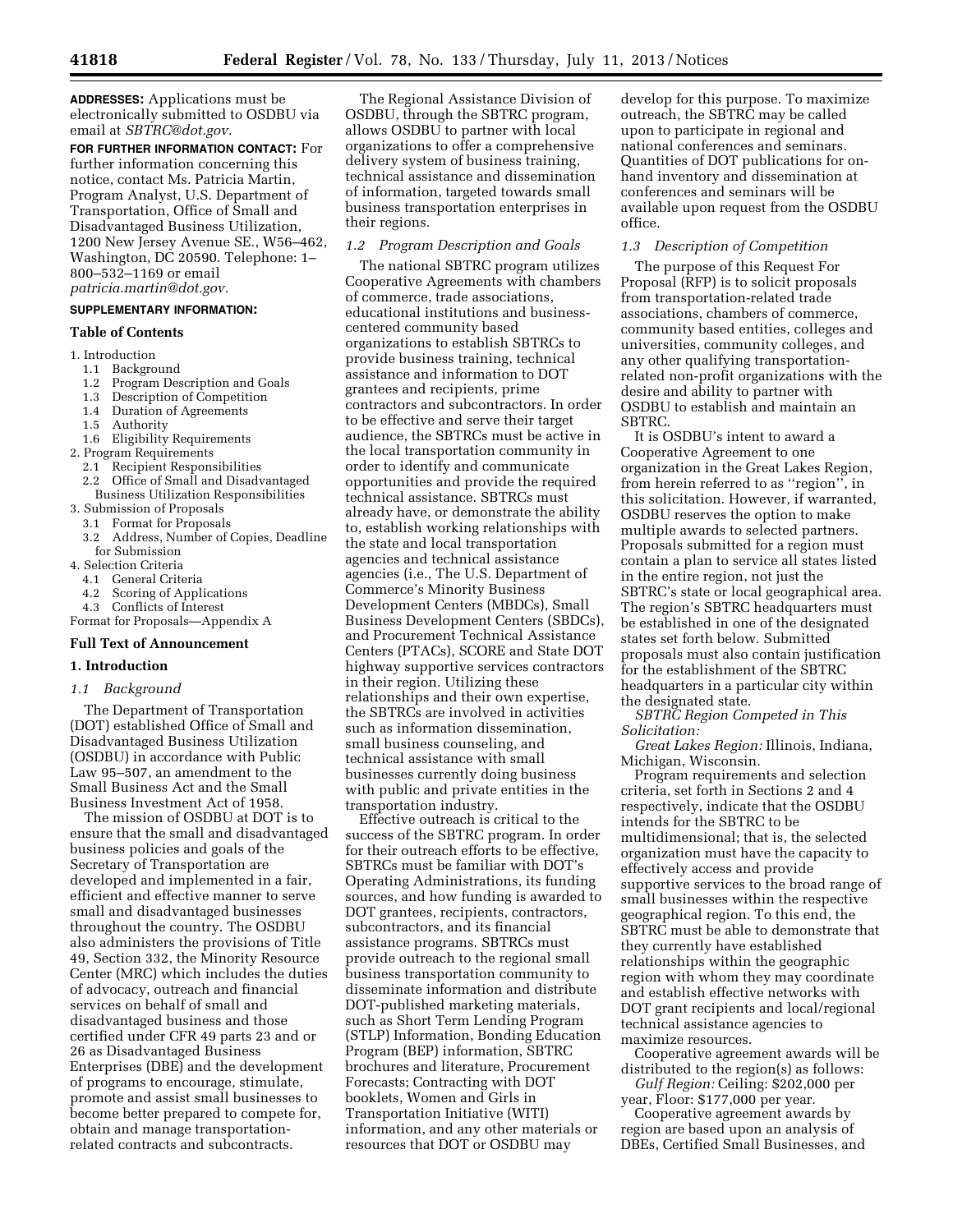**ADDRESSES:** Applications must be electronically submitted to OSDBU via email at *SBTRC@dot.gov.*

**FOR FURTHER INFORMATION CONTACT:** For further information concerning this notice, contact Ms. Patricia Martin, Program Analyst, U.S. Department of Transportation, Office of Small and Disadvantaged Business Utilization, 1200 New Jersey Avenue SE., W56–462, Washington, DC 20590. Telephone: 1–800–532–1169 or email *patricia.martin@dot.gov*.

**SUPPLEMENTARY INFORMATION:**

**Table of Contents**

1. Introduction
   - 1.1 Background
   - 1.2 Program Description and Goals
   - 1.3 Description of Competition
   - 1.4 Duration of Agreements
   - 1.5 Authority
   - 1.6 Eligibility Requirements
2. Program Requirements
   - 2.1 Recipient Responsibilities
   - 2.2 Office of Small and Disadvantaged Business Utilization Responsibilities
3. Submission of Proposals
   - 3.1 Format for Proposals
   - 3.2 Address, Number of Copies, Deadline for Submission
4. Selection Criteria
   - 4.1 General Criteria
   - 4.2 Scoring of Applications
   - 4.3 Conflicts of Interest

Format for Proposals—Appendix A

**Full Text of Announcement**

**1. Introduction**

*1.1 Background*

The Department of Transportation (DOT) established Office of Small and Disadvantaged Business Utilization (OSDBU) in accordance with Public Law 95–507, an amendment to the Small Business Act and the Small Business Investment Act of 1958.

The mission of OSDBU at DOT is to ensure that the small and disadvantaged business policies and goals of the Secretary of Transportation are developed and implemented in a fair, efficient and effective manner to serve small and disadvantaged businesses throughout the country. The OSDBU also administers the provisions of Title 49, Section 332, the Minority Resource Center (MRC) which includes the duties of advocacy, outreach and financial services on behalf of small and disadvantaged business and those certified under CFR 49 parts 23 and or 26 as Disadvantaged Business Enterprises (DBE) and the development of programs to encourage, stimulate, promote and assist small businesses to become better prepared to compete for, obtain and manage transportation-related contracts and subcontracts.

The Regional Assistance Division of OSDBU, through the SBTRC program, allows OSDBU to partner with local organizations to offer a comprehensive delivery system of business training, technical assistance and dissemination of information, targeted towards small business transportation enterprises in their regions.

*1.2 Program Description and Goals*

The national SBTRC program utilizes Cooperative Agreements with chambers of commerce, trade associations, educational institutions and business-centered community based organizations to establish SBTRCs to provide business training, technical assistance and information to DOT grantees and recipients, prime contractors and subcontractors. In order to be effective and serve their target audience, the SBTRCs must be active in the local transportation community in order to identify and communicate opportunities and provide the required technical assistance. SBTRCs must already have, or demonstrate the ability to, establish working relationships with the state and local transportation agencies and technical assistance agencies (i.e., The U.S. Department of Commerce's Minority Business Development Centers (MBDCs), Small Business Development Centers (SBDCs), and Procurement Technical Assistance Centers (PTACs), SCORE and State DOT highway supportive services contractors in their region. Utilizing these relationships and their own expertise, the SBTRCs are involved in activities such as information dissemination, small business counseling, and technical assistance with small businesses currently doing business with public and private entities in the transportation industry.

Effective outreach is critical to the success of the SBTRC program. In order for their outreach efforts to be effective, SBTRCs must be familiar with DOT's Operating Administrations, its funding sources, and how funding is awarded to DOT grantees, recipients, contractors, subcontractors, and its financial assistance programs. SBTRCs must provide outreach to the regional small business transportation community to disseminate information and distribute DOT-published marketing materials, such as Short Term Lending Program (STLP) Information, Bonding Education Program (BEP) information, SBTRC brochures and literature, Procurement Forecasts; Contracting with DOT booklets, Women and Girls in Transportation Initiative (WITI) information, and any other materials or resources that DOT or OSDBU may develop for this purpose. To maximize outreach, the SBTRC may be called upon to participate in regional and national conferences and seminars. Quantities of DOT publications for on-hand inventory and dissemination at conferences and seminars will be available upon request from the OSDBU office.

*1.3 Description of Competition*

The purpose of this Request For Proposal (RFP) is to solicit proposals from transportation-related trade associations, chambers of commerce, community based entities, colleges and universities, community colleges, and any other qualifying transportation-related non-profit organizations with the desire and ability to partner with OSDBU to establish and maintain an SBTRC.

It is OSDBU's intent to award a Cooperative Agreement to one organization in the Great Lakes Region, from herein referred to as ''region'', in this solicitation. However, if warranted, OSDBU reserves the option to make multiple awards to selected partners. Proposals submitted for a region must contain a plan to service all states listed in the entire region, not just the SBTRC's state or local geographical area. The region's SBTRC headquarters must be established in one of the designated states set forth below. Submitted proposals must also contain justification for the establishment of the SBTRC headquarters in a particular city within the designated state.

*SBTRC Region Competed in This Solicitation:*

*Great Lakes Region:* Illinois, Indiana, Michigan, Wisconsin.

Program requirements and selection criteria, set forth in Sections 2 and 4 respectively, indicate that the OSDBU intends for the SBTRC to be multidimensional; that is, the selected organization must have the capacity to effectively access and provide supportive services to the broad range of small businesses within the respective geographical region. To this end, the SBTRC must be able to demonstrate that they currently have established relationships within the geographic region with whom they may coordinate and establish effective networks with DOT grant recipients and local/regional technical assistance agencies to maximize resources.

Cooperative agreement awards will be distributed to the region(s) as follows:

*Gulf Region:* Ceiling: $202,000 per year, Floor: $177,000 per year.

Cooperative agreement awards by region are based upon an analysis of DBEs, Certified Small Businesses, and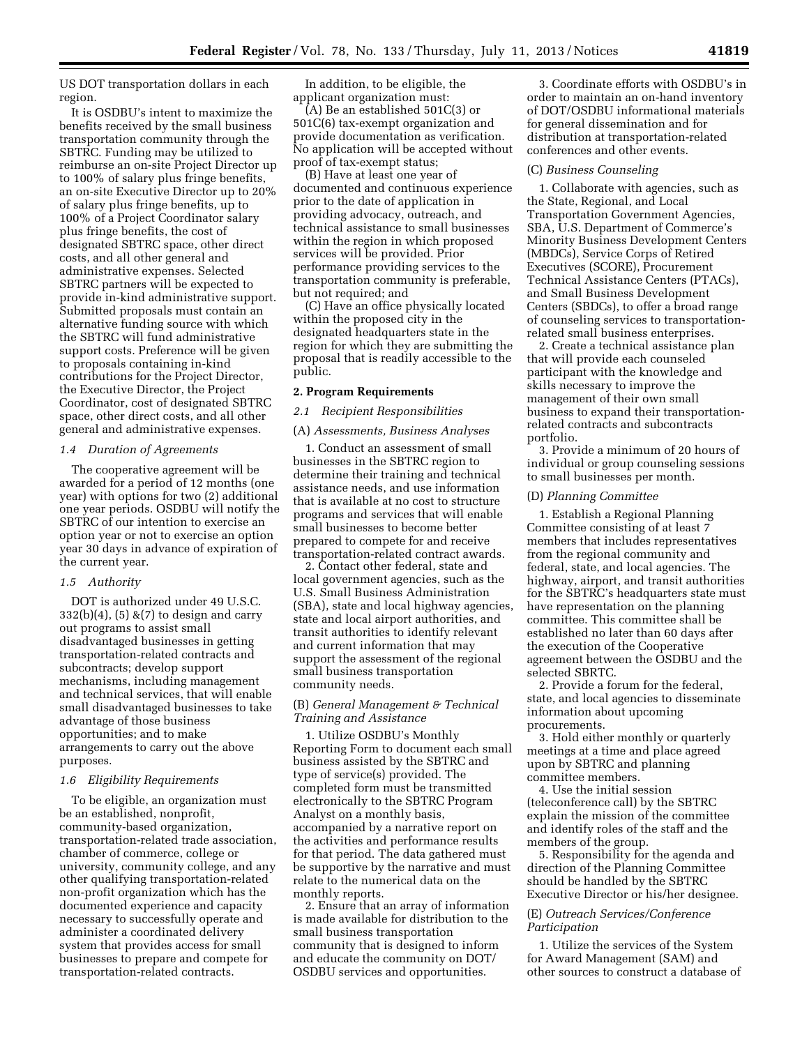US DOT transportation dollars in each region.

It is OSDBU's intent to maximize the benefits received by the small business transportation community through the SBTRC. Funding may be utilized to reimburse an on-site Project Director up to 100% of salary plus fringe benefits, an on-site Executive Director up to 20% of salary plus fringe benefits, up to 100% of a Project Coordinator salary plus fringe benefits, the cost of designated SBTRC space, other direct costs, and all other general and administrative expenses. Selected SBTRC partners will be expected to provide in-kind administrative support. Submitted proposals must contain an alternative funding source with which the SBTRC will fund administrative support costs. Preference will be given to proposals containing in-kind contributions for the Project Director, the Executive Director, the Project Coordinator, cost of designated SBTRC space, other direct costs, and all other general and administrative expenses.

*1.4 Duration of Agreements*

The cooperative agreement will be awarded for a period of 12 months (one year) with options for two (2) additional one year periods. OSDBU will notify the SBTRC of our intention to exercise an option year or not to exercise an option year 30 days in advance of expiration of the current year.

*1.5 Authority*

DOT is authorized under 49 U.S.C. 332(b)(4), (5) &(7) to design and carry out programs to assist small disadvantaged businesses in getting transportation-related contracts and subcontracts; develop support mechanisms, including management and technical services, that will enable small disadvantaged businesses to take advantage of those business opportunities; and to make arrangements to carry out the above purposes.

*1.6 Eligibility Requirements*

To be eligible, an organization must be an established, nonprofit, community-based organization, transportation-related trade association, chamber of commerce, college or university, community college, and any other qualifying transportation-related non-profit organization which has the documented experience and capacity necessary to successfully operate and administer a coordinated delivery system that provides access for small businesses to prepare and compete for transportation-related contracts.

In addition, to be eligible, the applicant organization must:

(A) Be an established 501C(3) or 501C(6) tax-exempt organization and provide documentation as verification. No application will be accepted without proof of tax-exempt status;

(B) Have at least one year of documented and continuous experience prior to the date of application in providing advocacy, outreach, and technical assistance to small businesses within the region in which proposed services will be provided. Prior performance providing services to the transportation community is preferable, but not required; and

(C) Have an office physically located within the proposed city in the designated headquarters state in the region for which they are submitting the proposal that is readily accessible to the public.

**2. Program Requirements**

*2.1 Recipient Responsibilities*

(A) *Assessments, Business Analyses*

1. Conduct an assessment of small businesses in the SBTRC region to determine their training and technical assistance needs, and use information that is available at no cost to structure programs and services that will enable small businesses to become better prepared to compete for and receive transportation-related contract awards.

2. Contact other federal, state and local government agencies, such as the U.S. Small Business Administration (SBA), state and local highway agencies, state and local airport authorities, and transit authorities to identify relevant and current information that may support the assessment of the regional small business transportation community needs.

(B) *General Management & Technical Training and Assistance*

1. Utilize OSDBU's Monthly Reporting Form to document each small business assisted by the SBTRC and type of service(s) provided. The completed form must be transmitted electronically to the SBTRC Program Analyst on a monthly basis, accompanied by a narrative report on the activities and performance results for that period. The data gathered must be supportive by the narrative and must relate to the numerical data on the monthly reports.

2. Ensure that an array of information is made available for distribution to the small business transportation community that is designed to inform and educate the community on DOT/OSDBU services and opportunities.

3. Coordinate efforts with OSDBU's in order to maintain an on-hand inventory of DOT/OSDBU informational materials for general dissemination and for distribution at transportation-related conferences and other events.

(C) *Business Counseling*

1. Collaborate with agencies, such as the State, Regional, and Local Transportation Government Agencies, SBA, U.S. Department of Commerce's Minority Business Development Centers (MBDCs), Service Corps of Retired Executives (SCORE), Procurement Technical Assistance Centers (PTACs), and Small Business Development Centers (SBDCs), to offer a broad range of counseling services to transportation-related small business enterprises.

2. Create a technical assistance plan that will provide each counseled participant with the knowledge and skills necessary to improve the management of their own small business to expand their transportation-related contracts and subcontracts portfolio.

3. Provide a minimum of 20 hours of individual or group counseling sessions to small businesses per month.

(D) *Planning Committee*

1. Establish a Regional Planning Committee consisting of at least 7 members that includes representatives from the regional community and federal, state, and local agencies. The highway, airport, and transit authorities for the SBTRC's headquarters state must have representation on the planning committee. This committee shall be established no later than 60 days after the execution of the Cooperative agreement between the OSDBU and the selected SBRTC.

2. Provide a forum for the federal, state, and local agencies to disseminate information about upcoming procurements.

3. Hold either monthly or quarterly meetings at a time and place agreed upon by SBTRC and planning committee members.

4. Use the initial session (teleconference call) by the SBTRC explain the mission of the committee and identify roles of the staff and the members of the group.

5. Responsibility for the agenda and direction of the Planning Committee should be handled by the SBTRC Executive Director or his/her designee.

(E) *Outreach Services/Conference Participation*

1. Utilize the services of the System for Award Management (SAM) and other sources to construct a database of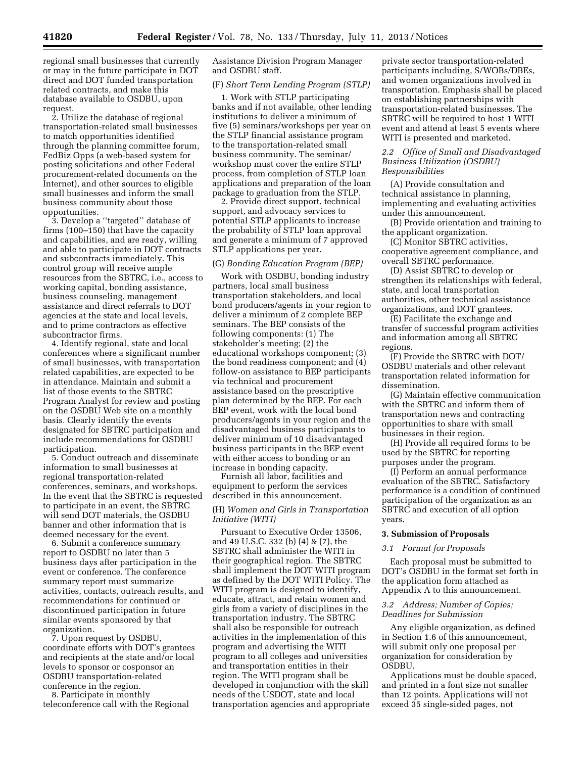regional small businesses that currently or may in the future participate in DOT direct and DOT funded transportation related contracts, and make this database available to OSDBU, upon request.

2. Utilize the database of regional transportation-related small businesses to match opportunities identified through the planning committee forum, FedBiz Opps (a web-based system for posting solicitations and other Federal procurement-related documents on the Internet), and other sources to eligible small businesses and inform the small business community about those opportunities.

3. Develop a ''targeted'' database of firms (100–150) that have the capacity and capabilities, and are ready, willing and able to participate in DOT contracts and subcontracts immediately. This control group will receive ample resources from the SBTRC, i.e., access to working capital, bonding assistance, business counseling, management assistance and direct referrals to DOT agencies at the state and local levels, and to prime contractors as effective subcontractor firms.

4. Identify regional, state and local conferences where a significant number of small businesses, with transportation related capabilities, are expected to be in attendance. Maintain and submit a list of those events to the SBTRC Program Analyst for review and posting on the OSDBU Web site on a monthly basis. Clearly identify the events designated for SBTRC participation and include recommendations for OSDBU participation.

5. Conduct outreach and disseminate information to small businesses at regional transportation-related conferences, seminars, and workshops. In the event that the SBTRC is requested to participate in an event, the SBTRC will send DOT materials, the OSDBU banner and other information that is deemed necessary for the event.

6. Submit a conference summary report to OSDBU no later than 5 business days after participation in the event or conference. The conference summary report must summarize activities, contacts, outreach results, and recommendations for continued or discontinued participation in future similar events sponsored by that organization.

7. Upon request by OSDBU, coordinate efforts with DOT's grantees and recipients at the state and/or local levels to sponsor or cosponsor an OSDBU transportation-related conference in the region.

8. Participate in monthly teleconference call with the Regional Assistance Division Program Manager and OSDBU staff.

(F) *Short Term Lending Program (STLP)*

1. Work with STLP participating banks and if not available, other lending institutions to deliver a minimum of five (5) seminars/workshops per year on the STLP financial assistance program to the transportation-related small business community. The seminar/workshop must cover the entire STLP process, from completion of STLP loan applications and preparation of the loan package to graduation from the STLP.

2. Provide direct support, technical support, and advocacy services to potential STLP applicants to increase the probability of STLP loan approval and generate a minimum of 7 approved STLP applications per year.

(G) *Bonding Education Program (BEP)*

Work with OSDBU, bonding industry partners, local small business transportation stakeholders, and local bond producers/agents in your region to deliver a minimum of 2 complete BEP seminars. The BEP consists of the following components: (1) The stakeholder's meeting; (2) the educational workshops component; (3) the bond readiness component; and (4) follow-on assistance to BEP participants via technical and procurement assistance based on the prescriptive plan determined by the BEP. For each BEP event, work with the local bond producers/agents in your region and the disadvantaged business participants to deliver minimum of 10 disadvantaged business participants in the BEP event with either access to bonding or an increase in bonding capacity.

Furnish all labor, facilities and equipment to perform the services described in this announcement.

(H) *Women and Girls in Transportation Initiative (WITI)*

Pursuant to Executive Order 13506, and 49 U.S.C. 332 (b) (4) & (7), the SBTRC shall administer the WITI in their geographical region. The SBTRC shall implement the DOT WITI program as defined by the DOT WITI Policy. The WITI program is designed to identify, educate, attract, and retain women and girls from a variety of disciplines in the transportation industry. The SBTRC shall also be responsible for outreach activities in the implementation of this program and advertising the WITI program to all colleges and universities and transportation entities in their region. The WITI program shall be developed in conjunction with the skill needs of the USDOT, state and local transportation agencies and appropriate private sector transportation-related participants including, S/WOBs/DBEs, and women organizations involved in transportation. Emphasis shall be placed on establishing partnerships with transportation-related businesses. The SBTRC will be required to host 1 WITI event and attend at least 5 events where WITI is presented and marketed.

### *2.2 Office of Small and Disadvantaged Business Utilization (OSDBU) Responsibilities*

(A) Provide consultation and technical assistance in planning, implementing and evaluating activities under this announcement.

(B) Provide orientation and training to the applicant organization.

(C) Monitor SBTRC activities, cooperative agreement compliance, and overall SBTRC performance.

(D) Assist SBTRC to develop or strengthen its relationships with federal, state, and local transportation authorities, other technical assistance organizations, and DOT grantees.

(E) Facilitate the exchange and transfer of successful program activities and information among all SBTRC regions.

(F) Provide the SBTRC with DOT/OSDBU materials and other relevant transportation related information for dissemination.

(G) Maintain effective communication with the SBTRC and inform them of transportation news and contracting opportunities to share with small businesses in their region.

(H) Provide all required forms to be used by the SBTRC for reporting purposes under the program.

(I) Perform an annual performance evaluation of the SBTRC. Satisfactory performance is a condition of continued participation of the organization as an SBTRC and execution of all option years.

## 3. Submission of Proposals

### *3.1 Format for Proposals*

Each proposal must be submitted to DOT's OSDBU in the format set forth in the application form attached as Appendix A to this announcement.

### *3.2 Address; Number of Copies; Deadlines for Submission*

Any eligible organization, as defined in Section 1.6 of this announcement, will submit only one proposal per organization for consideration by OSDBU.

Applications must be double spaced, and printed in a font size not smaller than 12 points. Applications will not exceed 35 single-sided pages, not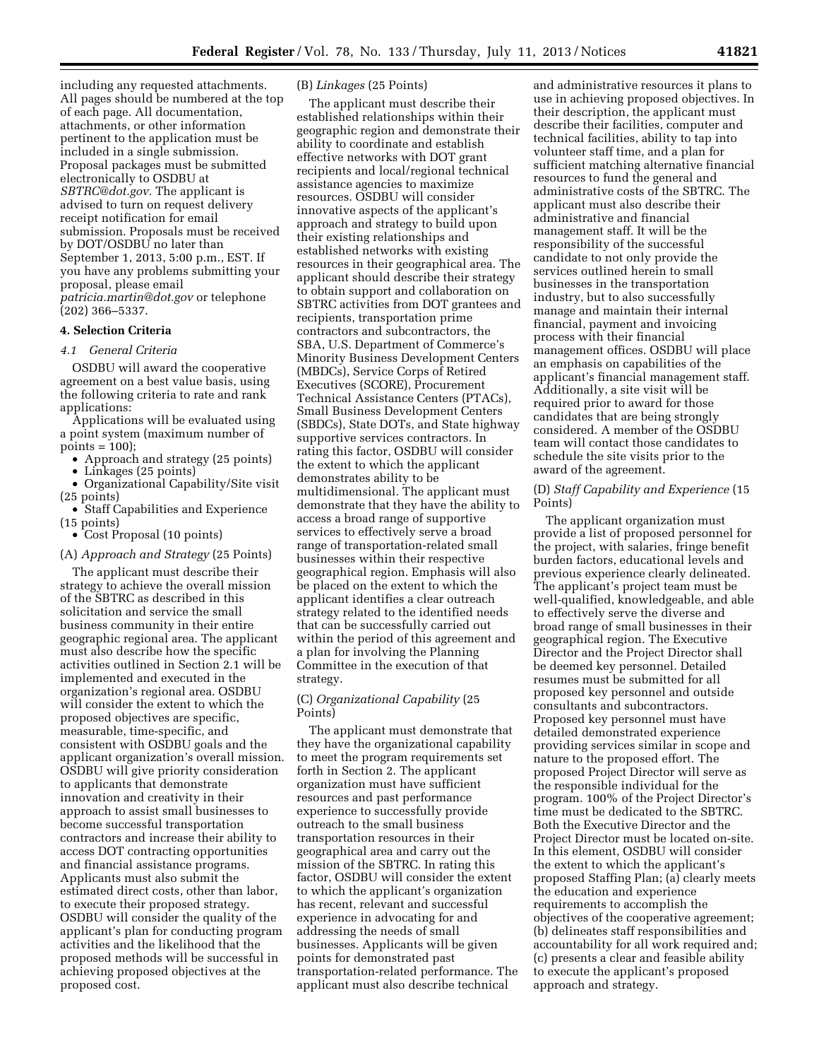including any requested attachments. All pages should be numbered at the top of each page. All documentation, attachments, or other information pertinent to the application must be included in a single submission. Proposal packages must be submitted electronically to OSDBU at *SBTRC@dot.gov*. The applicant is advised to turn on request delivery receipt notification for email submission. Proposals must be received by DOT/OSDBU no later than September 1, 2013, 5:00 p.m., EST. If you have any problems submitting your proposal, please email *patricia.martin@dot.gov* or telephone (202) 366–5337.

### 4. Selection Criteria

#### *4.1 General Criteria*

OSDBU will award the cooperative agreement on a best value basis, using the following criteria to rate and rank applications:

Applications will be evaluated using a point system (maximum number of points = 100);

- Approach and strategy (25 points)
- Linkages (25 points)
- Organizational Capability/Site visit (25 points)
- Staff Capabilities and Experience (15 points)
- Cost Proposal (10 points)

(A) *Approach and Strategy* (25 Points)

The applicant must describe their strategy to achieve the overall mission of the SBTRC as described in this solicitation and service the small business community in their entire geographic regional area. The applicant must also describe how the specific activities outlined in Section 2.1 will be implemented and executed in the organization's regional area. OSDBU will consider the extent to which the proposed objectives are specific, measurable, time-specific, and consistent with OSDBU goals and the applicant organization's overall mission. OSDBU will give priority consideration to applicants that demonstrate innovation and creativity in their approach to assist small businesses to become successful transportation contractors and increase their ability to access DOT contracting opportunities and financial assistance programs. Applicants must also submit the estimated direct costs, other than labor, to execute their proposed strategy. OSDBU will consider the quality of the applicant's plan for conducting program activities and the likelihood that the proposed methods will be successful in achieving proposed objectives at the proposed cost.

(B) *Linkages* (25 Points)

The applicant must describe their established relationships within their geographic region and demonstrate their ability to coordinate and establish effective networks with DOT grant recipients and local/regional technical assistance agencies to maximize resources. OSDBU will consider innovative aspects of the applicant's approach and strategy to build upon their existing relationships and established networks with existing resources in their geographical area. The applicant should describe their strategy to obtain support and collaboration on SBTRC activities from DOT grantees and recipients, transportation prime contractors and subcontractors, the SBA, U.S. Department of Commerce's Minority Business Development Centers (MBDCs), Service Corps of Retired Executives (SCORE), Procurement Technical Assistance Centers (PTACs), Small Business Development Centers (SBDCs), State DOTs, and State highway supportive services contractors. In rating this factor, OSDBU will consider the extent to which the applicant demonstrates ability to be multidimensional. The applicant must demonstrate that they have the ability to access a broad range of supportive services to effectively serve a broad range of transportation-related small businesses within their respective geographical region. Emphasis will also be placed on the extent to which the applicant identifies a clear outreach strategy related to the identified needs that can be successfully carried out within the period of this agreement and a plan for involving the Planning Committee in the execution of that strategy.

(C) *Organizational Capability* (25 Points)

The applicant must demonstrate that they have the organizational capability to meet the program requirements set forth in Section 2. The applicant organization must have sufficient resources and past performance experience to successfully provide outreach to the small business transportation resources in their geographical area and carry out the mission of the SBTRC. In rating this factor, OSDBU will consider the extent to which the applicant's organization has recent, relevant and successful experience in advocating for and addressing the needs of small businesses. Applicants will be given points for demonstrated past transportation-related performance. The applicant must also describe technical and administrative resources it plans to use in achieving proposed objectives. In their description, the applicant must describe their facilities, computer and technical facilities, ability to tap into volunteer staff time, and a plan for sufficient matching alternative financial resources to fund the general and administrative costs of the SBTRC. The applicant must also describe their administrative and financial management staff. It will be the responsibility of the successful candidate to not only provide the services outlined herein to small businesses in the transportation industry, but to also successfully manage and maintain their internal financial, payment and invoicing process with their financial management offices. OSDBU will place an emphasis on capabilities of the applicant's financial management staff. Additionally, a site visit will be required prior to award for those candidates that are being strongly considered. A member of the OSDBU team will contact those candidates to schedule the site visits prior to the award of the agreement.

(D) *Staff Capability and Experience* (15 Points)

The applicant organization must provide a list of proposed personnel for the project, with salaries, fringe benefit burden factors, educational levels and previous experience clearly delineated. The applicant's project team must be well-qualified, knowledgeable, and able to effectively serve the diverse and broad range of small businesses in their geographical region. The Executive Director and the Project Director shall be deemed key personnel. Detailed resumes must be submitted for all proposed key personnel and outside consultants and subcontractors. Proposed key personnel must have detailed demonstrated experience providing services similar in scope and nature to the proposed effort. The proposed Project Director will serve as the responsible individual for the program. 100% of the Project Director's time must be dedicated to the SBTRC. Both the Executive Director and the Project Director must be located on-site. In this element, OSDBU will consider the extent to which the applicant's proposed Staffing Plan; (a) clearly meets the education and experience requirements to accomplish the objectives of the cooperative agreement; (b) delineates staff responsibilities and accountability for all work required and; (c) presents a clear and feasible ability to execute the applicant's proposed approach and strategy.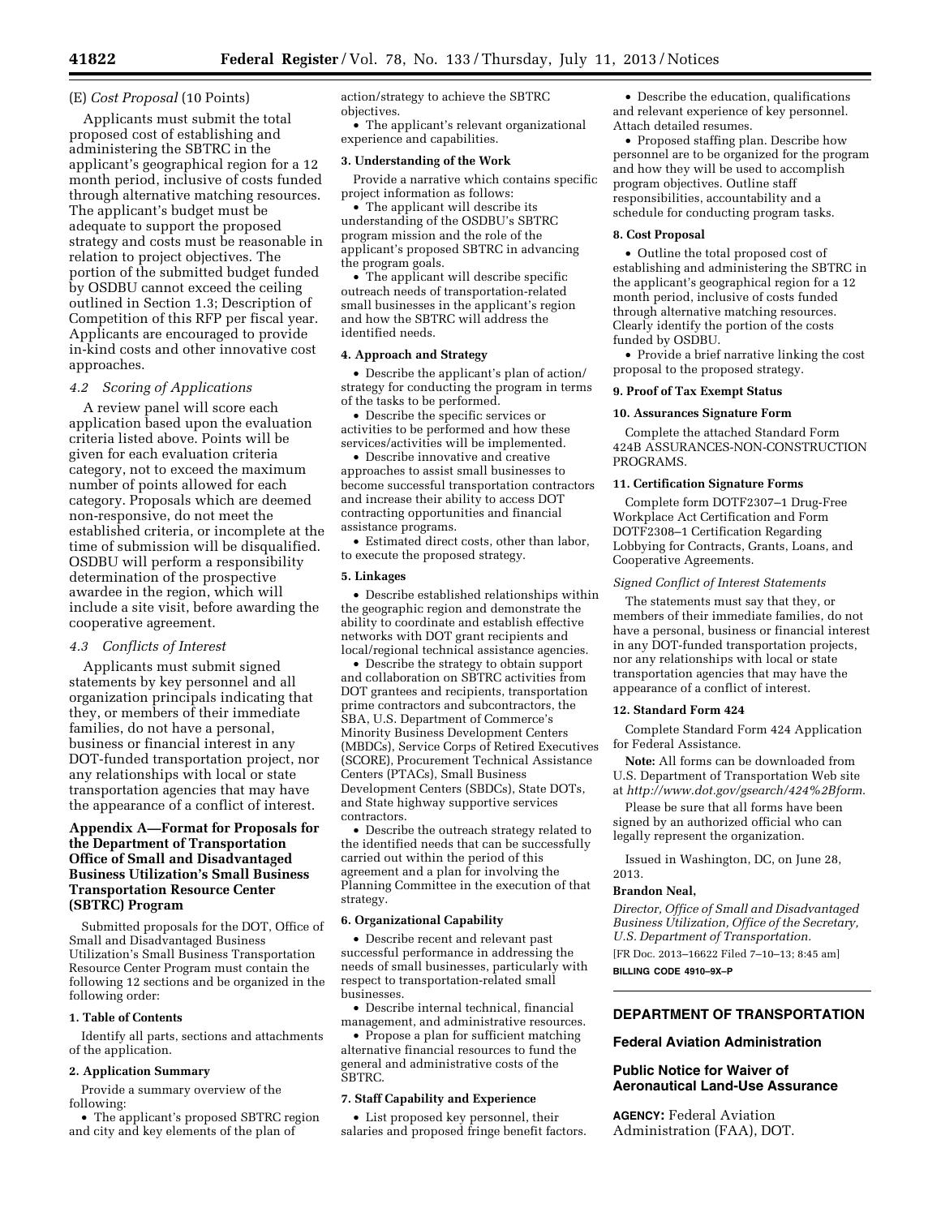(E) *Cost Proposal* (10 Points)

Applicants must submit the total proposed cost of establishing and administering the SBTRC in the applicant's geographical region for a 12 month period, inclusive of costs funded through alternative matching resources. The applicant's budget must be adequate to support the proposed strategy and costs must be reasonable in relation to project objectives. The portion of the submitted budget funded by OSDBU cannot exceed the ceiling outlined in Section 1.3; Description of Competition of this RFP per fiscal year. Applicants are encouraged to provide in-kind costs and other innovative cost approaches.

### *4.2 Scoring of Applications*

A review panel will score each application based upon the evaluation criteria listed above. Points will be given for each evaluation criteria category, not to exceed the maximum number of points allowed for each category. Proposals which are deemed non-responsive, do not meet the established criteria, or incomplete at the time of submission will be disqualified. OSDBU will perform a responsibility determination of the prospective awardee in the region, which will include a site visit, before awarding the cooperative agreement.

### *4.3 Conflicts of Interest*

Applicants must submit signed statements by key personnel and all organization principals indicating that they, or members of their immediate families, do not have a personal, business or financial interest in any DOT-funded transportation project, nor any relationships with local or state transportation agencies that may have the appearance of a conflict of interest.

## Appendix A—Format for Proposals for the Department of Transportation Office of Small and Disadvantaged Business Utilization's Small Business Transportation Resource Center (SBTRC) Program

Submitted proposals for the DOT, Office of Small and Disadvantaged Business Utilization's Small Business Transportation Resource Center Program must contain the following 12 sections and be organized in the following order:

**1. Table of Contents**

Identify all parts, sections and attachments of the application.

**2. Application Summary**

Provide a summary overview of the following:

- The applicant's proposed SBTRC region and city and key elements of the plan of action/strategy to achieve the SBTRC objectives.
- The applicant's relevant organizational experience and capabilities.

**3. Understanding of the Work**

Provide a narrative which contains specific project information as follows:

- The applicant will describe its understanding of the OSDBU's SBTRC program mission and the role of the applicant's proposed SBTRC in advancing the program goals.
- The applicant will describe specific outreach needs of transportation-related small businesses in the applicant's region and how the SBTRC will address the identified needs.

**4. Approach and Strategy**

- Describe the applicant's plan of action/strategy for conducting the program in terms of the tasks to be performed.
- Describe the specific services or activities to be performed and how these services/activities will be implemented.
- Describe innovative and creative approaches to assist small businesses to become successful transportation contractors and increase their ability to access DOT contracting opportunities and financial assistance programs.
- Estimated direct costs, other than labor, to execute the proposed strategy.

**5. Linkages**

- Describe established relationships within the geographic region and demonstrate the ability to coordinate and establish effective networks with DOT grant recipients and local/regional technical assistance agencies.
- Describe the strategy to obtain support and collaboration on SBTRC activities from DOT grantees and recipients, transportation prime contractors and subcontractors, the SBA, U.S. Department of Commerce's Minority Business Development Centers (MBDCs), Service Corps of Retired Executives (SCORE), Procurement Technical Assistance Centers (PTACs), Small Business Development Centers (SBDCs), State DOTs, and State highway supportive services contractors.
- Describe the outreach strategy related to the identified needs that can be successfully carried out within the period of this agreement and a plan for involving the Planning Committee in the execution of that strategy.

**6. Organizational Capability**

- Describe recent and relevant past successful performance in addressing the needs of small businesses, particularly with respect to transportation-related small businesses.
- Describe internal technical, financial management, and administrative resources.
- Propose a plan for sufficient matching alternative financial resources to fund the general and administrative costs of the SBTRC.

**7. Staff Capability and Experience**

- List proposed key personnel, their salaries and proposed fringe benefit factors.
- Describe the education, qualifications and relevant experience of key personnel. Attach detailed resumes.
- Proposed staffing plan. Describe how personnel are to be organized for the program and how they will be used to accomplish program objectives. Outline staff responsibilities, accountability and a schedule for conducting program tasks.

**8. Cost Proposal**

- Outline the total proposed cost of establishing and administering the SBTRC in the applicant's geographical region for a 12 month period, inclusive of costs funded through alternative matching resources. Clearly identify the portion of the costs funded by OSDBU.
- Provide a brief narrative linking the cost proposal to the proposed strategy.

**9. Proof of Tax Exempt Status**

**10. Assurances Signature Form**

Complete the attached Standard Form 424B ASSURANCES-NON-CONSTRUCTION PROGRAMS.

**11. Certification Signature Forms**

Complete form DOTF2307–1 Drug-Free Workplace Act Certification and Form DOTF2308–1 Certification Regarding Lobbying for Contracts, Grants, Loans, and Cooperative Agreements.

*Signed Conflict of Interest Statements*

The statements must say that they, or members of their immediate families, do not have a personal, business or financial interest in any DOT-funded transportation projects, nor any relationships with local or state transportation agencies that may have the appearance of a conflict of interest.

**12. Standard Form 424**

Complete Standard Form 424 Application for Federal Assistance.

**Note:** All forms can be downloaded from U.S. Department of Transportation Web site at *http://www.dot.gov/gsearch/424%2Bform*.

Please be sure that all forms have been signed by an authorized official who can legally represent the organization.

Issued in Washington, DC, on June 28, 2013.

**Brandon Neal,**

*Director, Office of Small and Disadvantaged Business Utilization, Office of the Secretary, U.S. Department of Transportation.*

[FR Doc. 2013–16622 Filed 7–10–13; 8:45 am]

**BILLING CODE 4910–9X–P**

## DEPARTMENT OF TRANSPORTATION

## Federal Aviation Administration

## Public Notice for Waiver of Aeronautical Land-Use Assurance

**AGENCY:** Federal Aviation Administration (FAA), DOT.